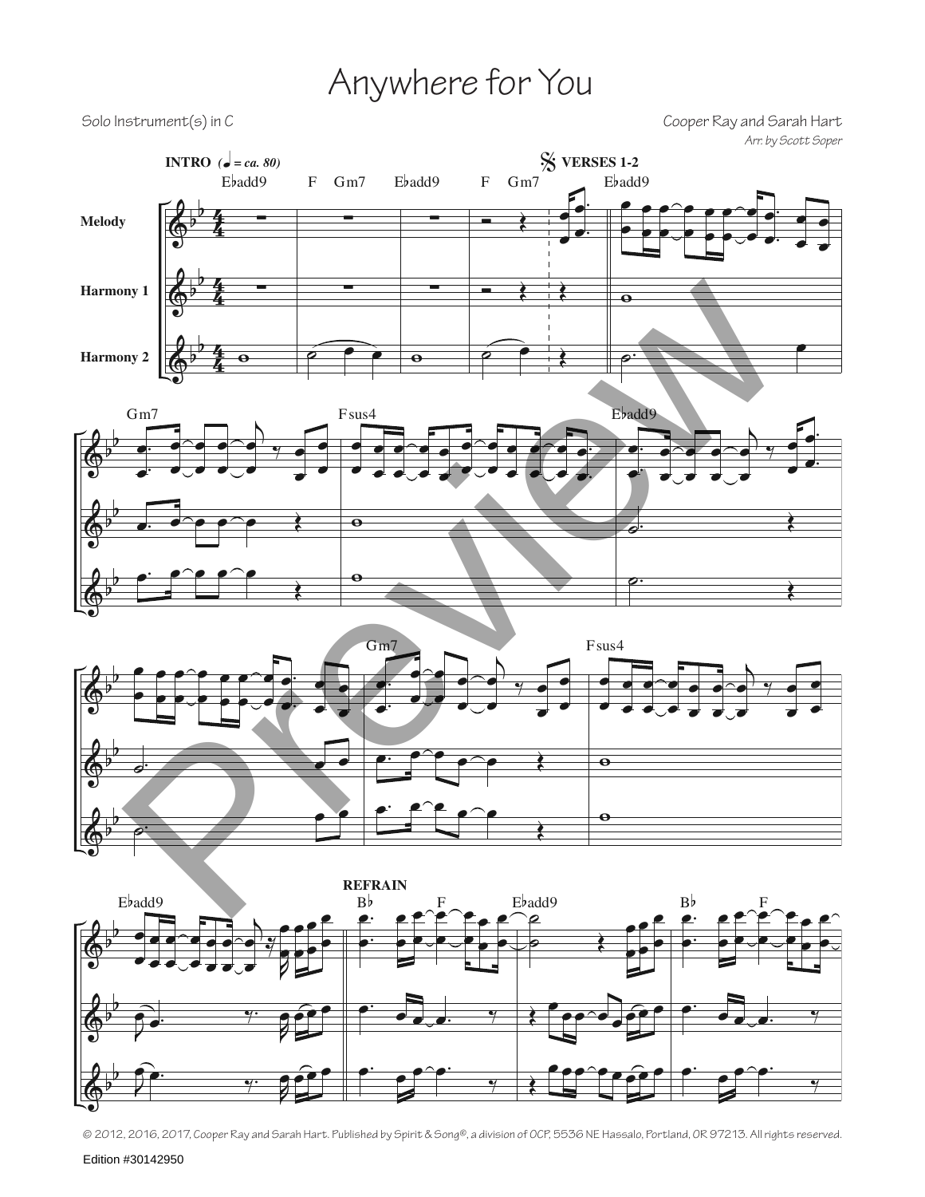# Anywhere for You

Solo Instrument(s) in C

Cooper Ray and Sarah Hart

*Arr. by Scott Soper*

© 2012, 2016, 2017, Cooper Ray and Sarah Hart. Published by Spirit & Song®, a division of OCP, 5536 NE Hassalo, Portland, OR 97213. All rights reserved.

Edition #30142950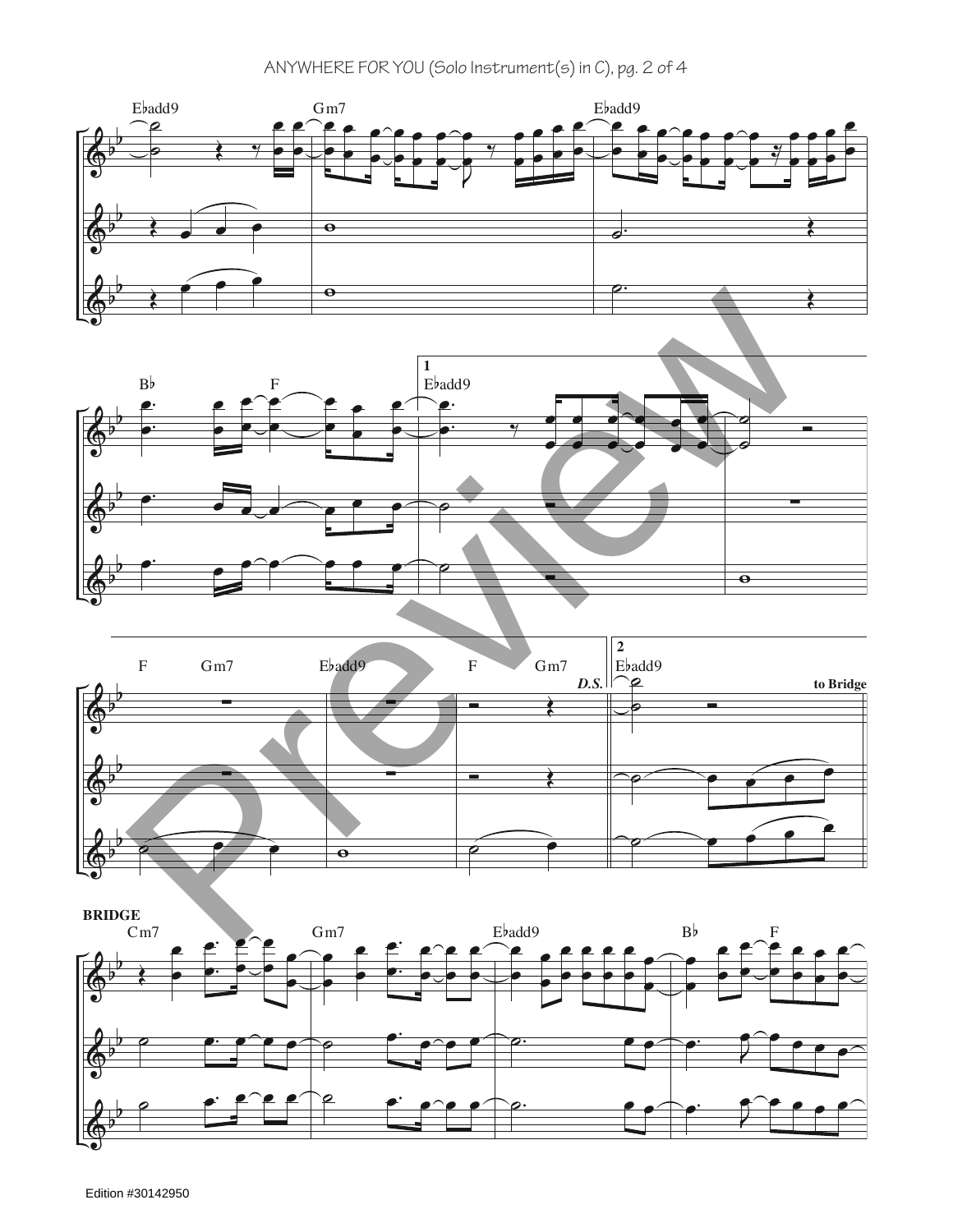Eb♭add9 Gm7 E♭add9

B♭ F

1 E♭add9

F Gm7 E♭add9 F Gm7 *D.S.*

2 E♭add9 **to Bridge**

**BRIDGE**

Cm7 Gm7 E♭add9 B♭ F

Edition #30142950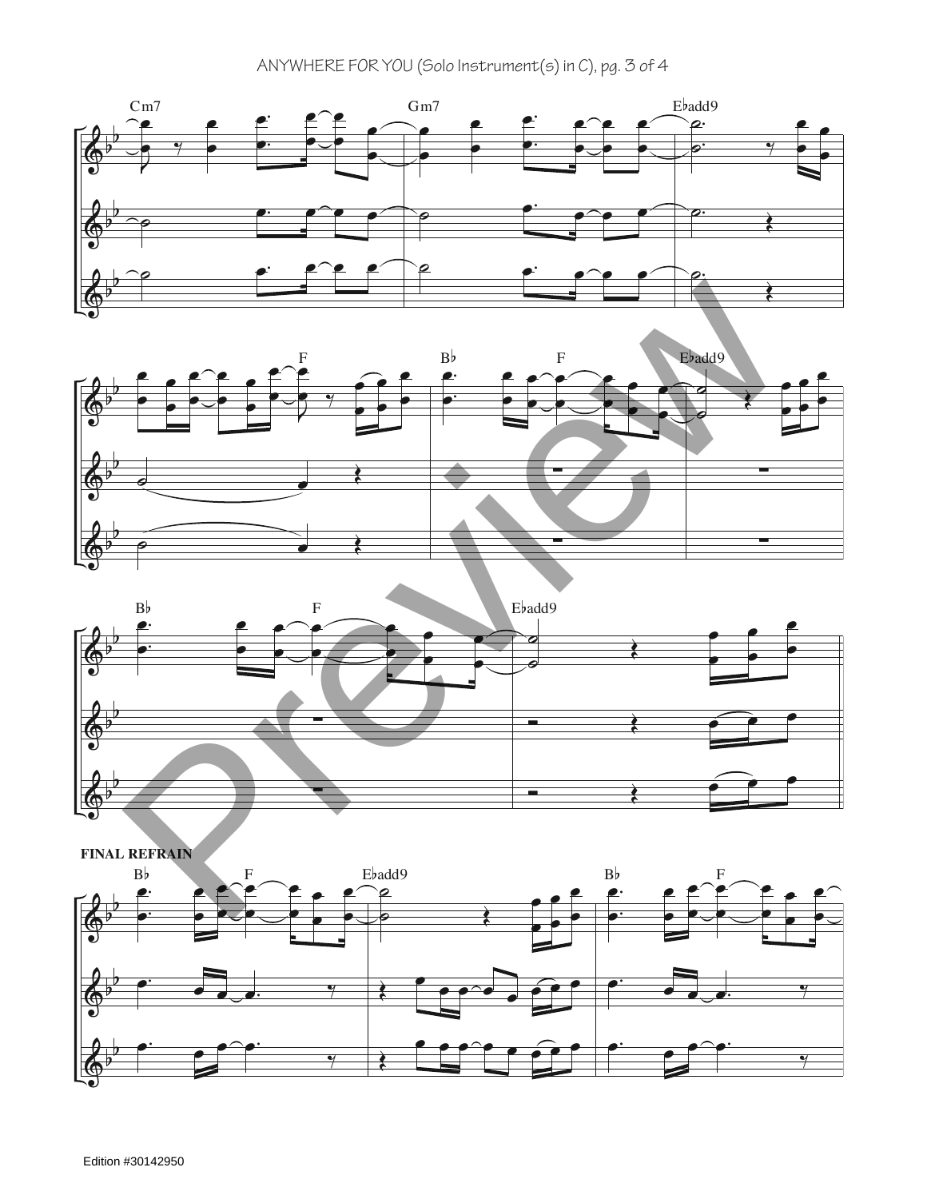**FINAL REFRAIN**

Edition #30142950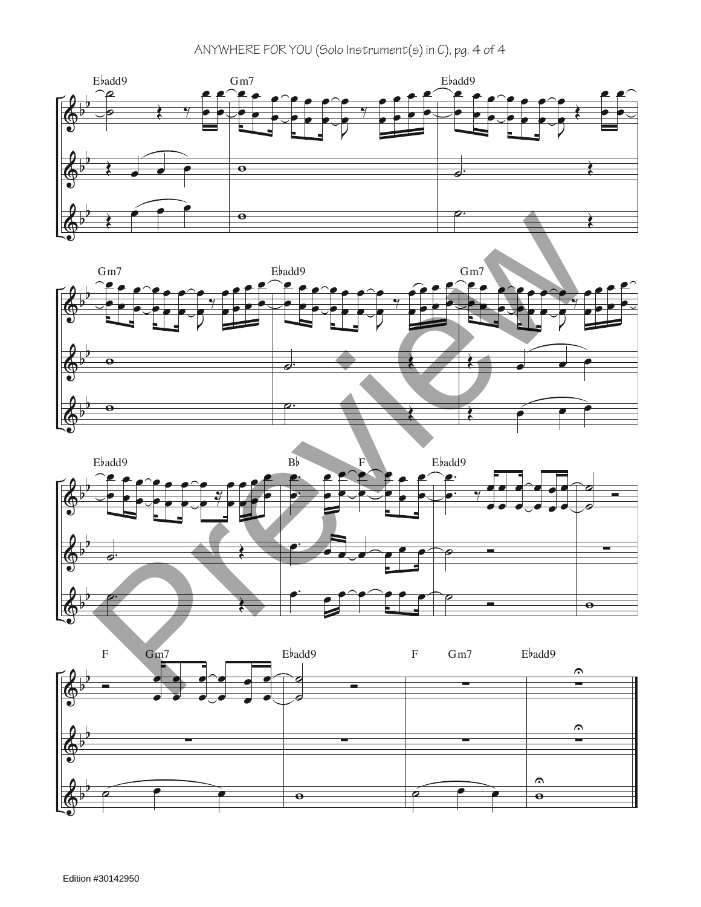Ebadd9 Gm7 Ebadd9

Gm7 Ebadd9 Gm7

Ebadd9 Bb F Ebadd9

F Gm7 Ebadd9 F Gm7 Ebadd9

Edition #30142950